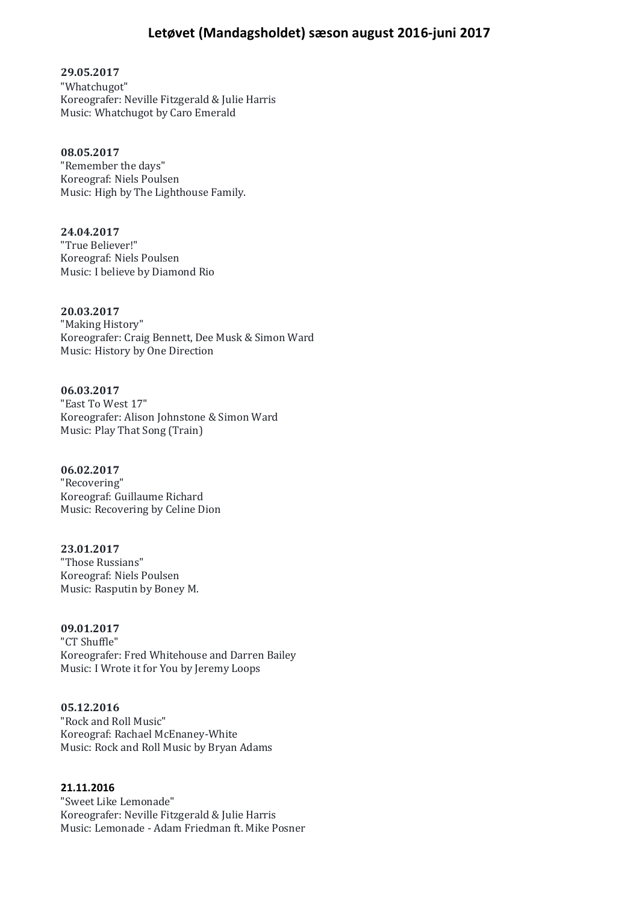# Letøvet (Mandagsholdet) sæson august 2016-juni 2017

**29.05.2017**
"Whatchugot"
Koreografer: Neville Fitzgerald & Julie Harris
Music: Whatchugot by Caro Emerald

**08.05.2017**
"Remember the days"
Koreograf: Niels Poulsen
Music: High by The Lighthouse Family.

**24.04.2017**
"True Believer!"
Koreograf: Niels Poulsen
Music: I believe by Diamond Rio

**20.03.2017**
"Making History"
Koreografer: Craig Bennett, Dee Musk & Simon Ward
Music: History by One Direction

**06.03.2017**
"East To West 17"
Koreografer: Alison Johnstone & Simon Ward
Music: Play That Song (Train)

**06.02.2017**
"Recovering"
Koreograf: Guillaume Richard
Music: Recovering by Celine Dion

**23.01.2017**
"Those Russians"
Koreograf: Niels Poulsen
Music: Rasputin by Boney M.

**09.01.2017**
"CT Shuffle"
Koreografer: Fred Whitehouse and Darren Bailey
Music: I Wrote it for You by Jeremy Loops

**05.12.2016**
"Rock and Roll Music"
Koreograf: Rachael McEnaney-White
Music: Rock and Roll Music by Bryan Adams

**21.11.2016**
"Sweet Like Lemonade"
Koreografer: Neville Fitzgerald & Julie Harris
Music: Lemonade - Adam Friedman ft. Mike Posner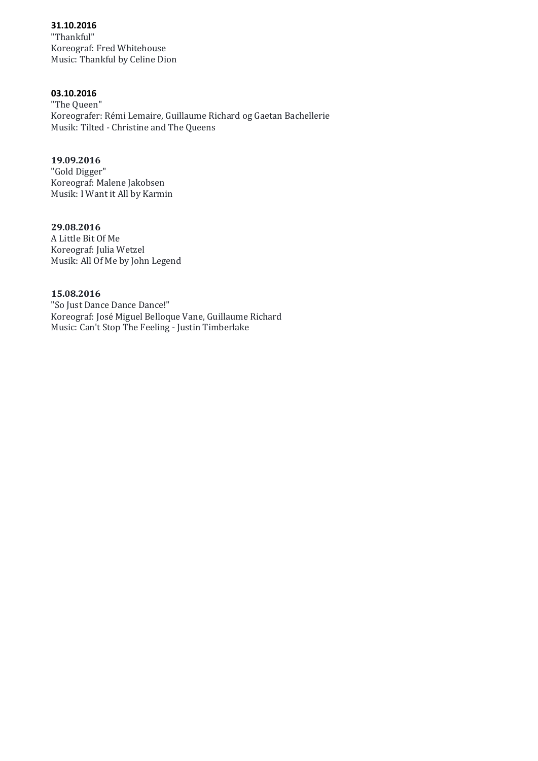**31.10.2016**
"Thankful"
Koreograf: Fred Whitehouse
Music: Thankful by Celine Dion

**03.10.2016**
"The Queen"
Koreografer: Rémi Lemaire, Guillaume Richard og Gaetan Bachellerie
Musik: Tilted - Christine and The Queens

**19.09.2016**
"Gold Digger"
Koreograf: Malene Jakobsen
Musik: I Want it All by Karmin

**29.08.2016**
A Little Bit Of Me
Koreograf: Julia Wetzel
Musik: All Of Me by John Legend

**15.08.2016**
"So Just Dance Dance Dance!"
Koreograf: José Miguel Belloque Vane, Guillaume Richard
Music: Can't Stop The Feeling - Justin Timberlake